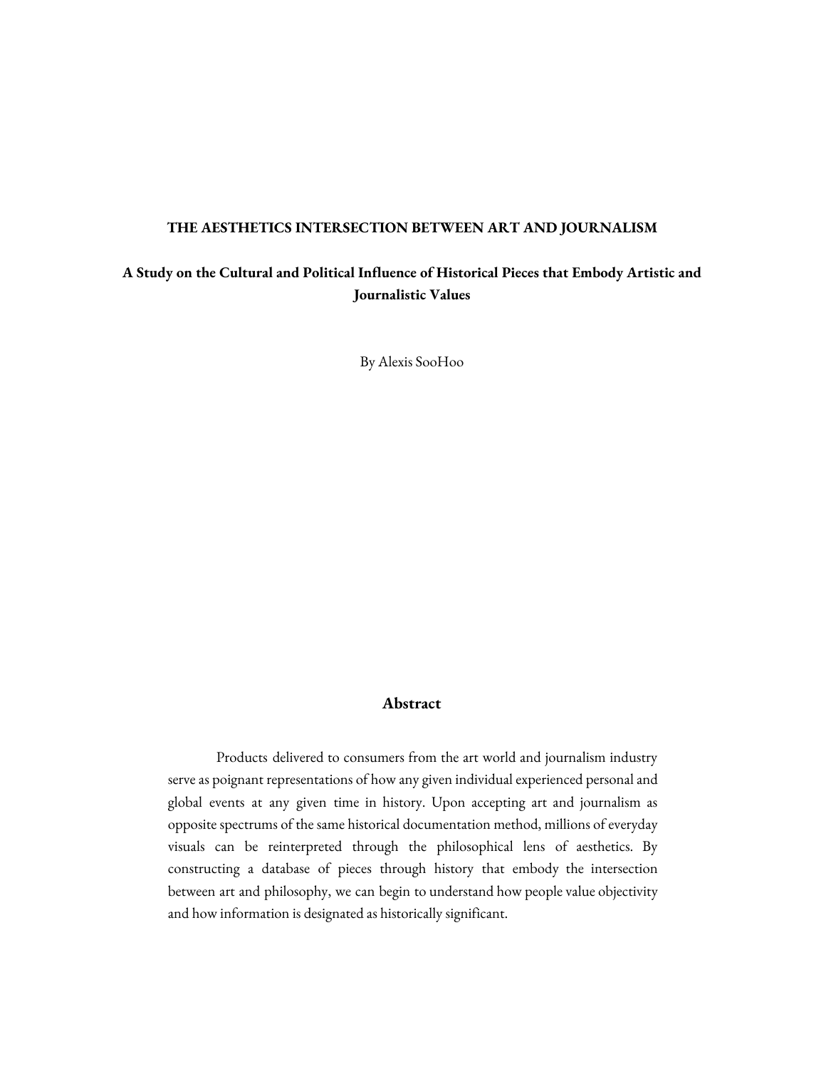# THE AESTHETICS INTERSECTION BETWEEN ART AND JOURNALISM

## A Study on the Cultural and Political Influence of Historical Pieces that Embody Artistic and Journalistic Values

By Alexis SooHoo

## Abstract

Products delivered to consumers from the art world and journalism industry serve as poignant representations of how any given individual experienced personal and global events at any given time in history. Upon accepting art and journalism as opposite spectrums of the same historical documentation method, millions of everyday visuals can be reinterpreted through the philosophical lens of aesthetics. By constructing a database of pieces through history that embody the intersection between art and philosophy, we can begin to understand how people value objectivity and how information is designated as historically significant.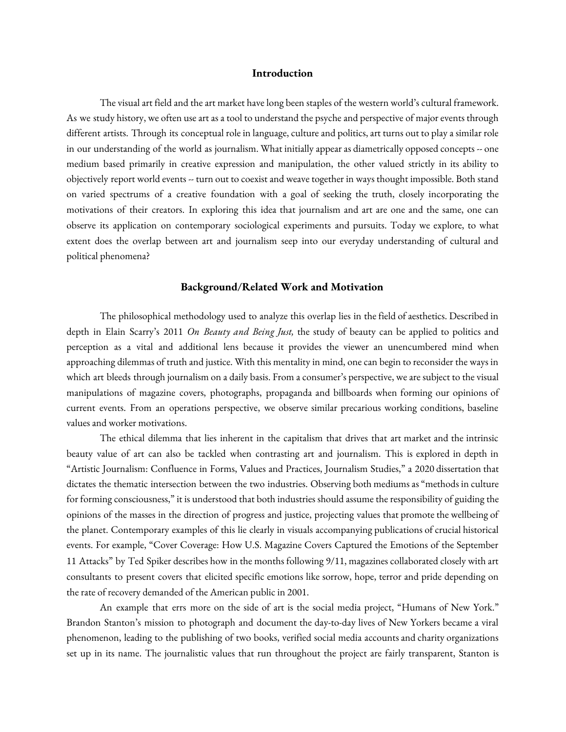## Introduction

The visual art field and the art market have long been staples of the western world's cultural framework. As we study history, we often use art as a tool to understand the psyche and perspective of major events through different artists. Through its conceptual role in language, culture and politics, art turns out to play a similar role in our understanding of the world as journalism. What initially appear as diametrically opposed concepts -- one medium based primarily in creative expression and manipulation, the other valued strictly in its ability to objectively report world events -- turn out to coexist and weave together in ways thought impossible. Both stand on varied spectrums of a creative foundation with a goal of seeking the truth, closely incorporating the motivations of their creators. In exploring this idea that journalism and art are one and the same, one can observe its application on contemporary sociological experiments and pursuits. Today we explore, to what extent does the overlap between art and journalism seep into our everyday understanding of cultural and political phenomena?

## Background/Related Work and Motivation

The philosophical methodology used to analyze this overlap lies in the field of aesthetics. Described in depth in Elain Scarry's 2011 *On Beauty and Being Just,* the study of beauty can be applied to politics and perception as a vital and additional lens because it provides the viewer an unencumbered mind when approaching dilemmas of truth and justice. With this mentality in mind, one can begin to reconsider the ways in which art bleeds through journalism on a daily basis. From a consumer's perspective, we are subject to the visual manipulations of magazine covers, photographs, propaganda and billboards when forming our opinions of current events. From an operations perspective, we observe similar precarious working conditions, baseline values and worker motivations.

The ethical dilemma that lies inherent in the capitalism that drives that art market and the intrinsic beauty value of art can also be tackled when contrasting art and journalism. This is explored in depth in "Artistic Journalism: Confluence in Forms, Values and Practices, Journalism Studies," a 2020 dissertation that dictates the thematic intersection between the two industries. Observing both mediums as "methods in culture for forming consciousness," it is understood that both industries should assume the responsibility of guiding the opinions of the masses in the direction of progress and justice, projecting values that promote the wellbeing of the planet. Contemporary examples of this lie clearly in visuals accompanying publications of crucial historical events. For example, "Cover Coverage: How U.S. Magazine Covers Captured the Emotions of the September 11 Attacks" by Ted Spiker describes how in the months following 9/11, magazines collaborated closely with art consultants to present covers that elicited specific emotions like sorrow, hope, terror and pride depending on the rate of recovery demanded of the American public in 2001.

An example that errs more on the side of art is the social media project, "Humans of New York." Brandon Stanton's mission to photograph and document the day-to-day lives of New Yorkers became a viral phenomenon, leading to the publishing of two books, verified social media accounts and charity organizations set up in its name. The journalistic values that run throughout the project are fairly transparent, Stanton is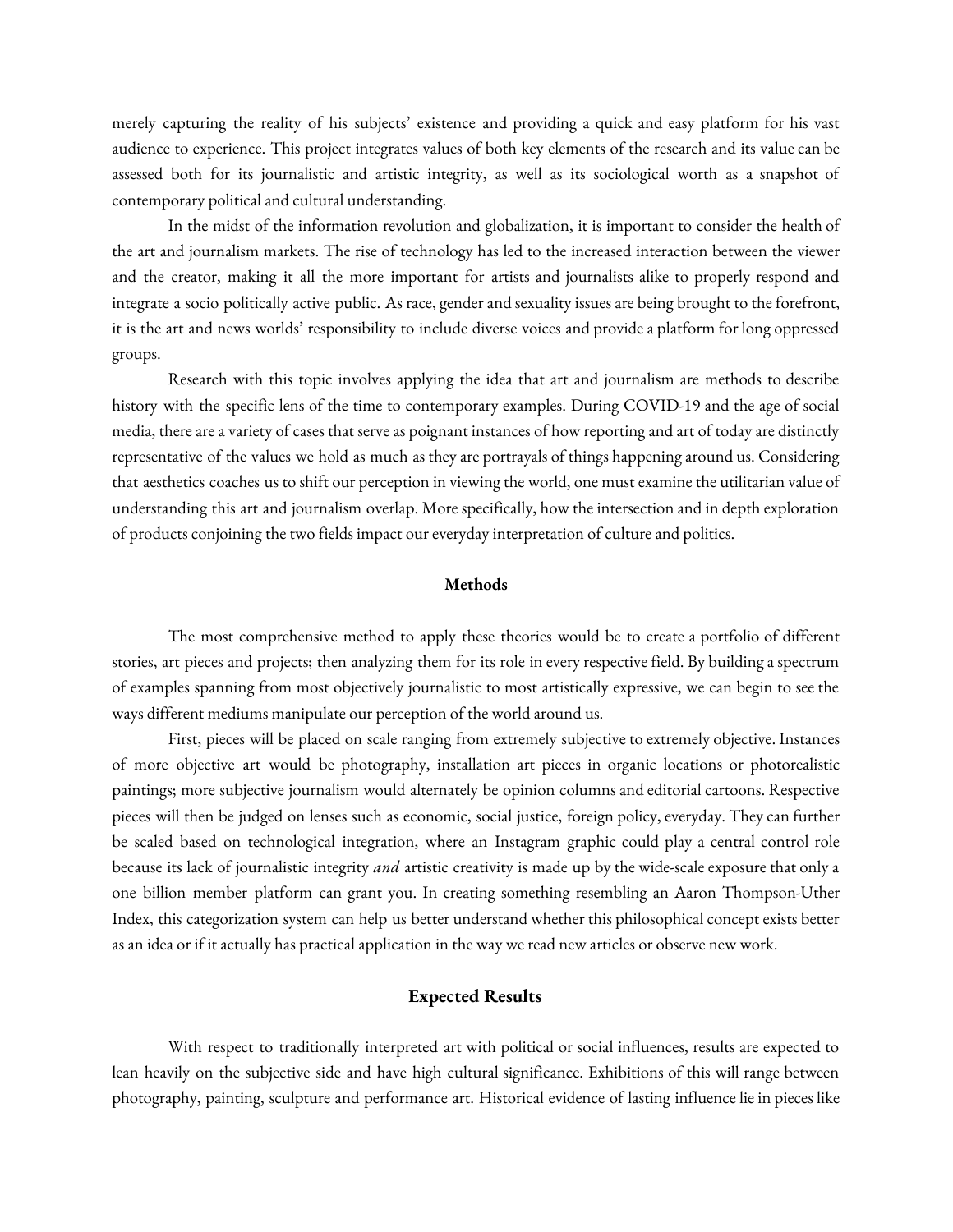merely capturing the reality of his subjects' existence and providing a quick and easy platform for his vast audience to experience. This project integrates values of both key elements of the research and its value can be assessed both for its journalistic and artistic integrity, as well as its sociological worth as a snapshot of contemporary political and cultural understanding.

In the midst of the information revolution and globalization, it is important to consider the health of the art and journalism markets. The rise of technology has led to the increased interaction between the viewer and the creator, making it all the more important for artists and journalists alike to properly respond and integrate a socio politically active public. As race, gender and sexuality issues are being brought to the forefront, it is the art and news worlds' responsibility to include diverse voices and provide a platform for long oppressed groups.

Research with this topic involves applying the idea that art and journalism are methods to describe history with the specific lens of the time to contemporary examples. During COVID-19 and the age of social media, there are a variety of cases that serve as poignant instances of how reporting and art of today are distinctly representative of the values we hold as much as they are portrayals of things happening around us. Considering that aesthetics coaches us to shift our perception in viewing the world, one must examine the utilitarian value of understanding this art and journalism overlap. More specifically, how the intersection and in depth exploration of products conjoining the two fields impact our everyday interpretation of culture and politics.

## Methods

The most comprehensive method to apply these theories would be to create a portfolio of different stories, art pieces and projects; then analyzing them for its role in every respective field. By building a spectrum of examples spanning from most objectively journalistic to most artistically expressive, we can begin to see the ways different mediums manipulate our perception of the world around us.

First, pieces will be placed on scale ranging from extremely subjective to extremely objective. Instances of more objective art would be photography, installation art pieces in organic locations or photorealistic paintings; more subjective journalism would alternately be opinion columns and editorial cartoons. Respective pieces will then be judged on lenses such as economic, social justice, foreign policy, everyday. They can further be scaled based on technological integration, where an Instagram graphic could play a central control role because its lack of journalistic integrity *and* artistic creativity is made up by the wide-scale exposure that only a one billion member platform can grant you. In creating something resembling an Aaron Thompson-Uther Index, this categorization system can help us better understand whether this philosophical concept exists better as an idea or if it actually has practical application in the way we read new articles or observe new work.

## Expected Results

With respect to traditionally interpreted art with political or social influences, results are expected to lean heavily on the subjective side and have high cultural significance. Exhibitions of this will range between photography, painting, sculpture and performance art. Historical evidence of lasting influence lie in pieces like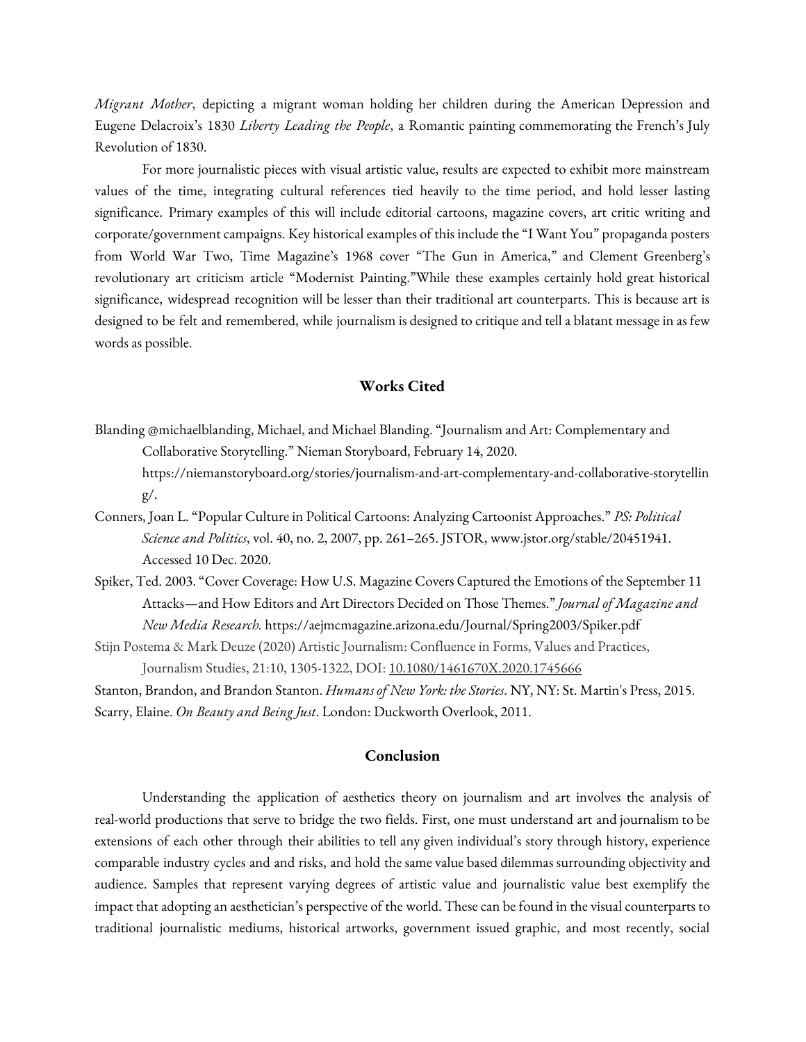*Migrant Mother*, depicting a migrant woman holding her children during the American Depression and Eugene Delacroix's 1830 *Liberty Leading the People*, a Romantic painting commemorating the French's July Revolution of 1830.

For more journalistic pieces with visual artistic value, results are expected to exhibit more mainstream values of the time, integrating cultural references tied heavily to the time period, and hold lesser lasting significance. Primary examples of this will include editorial cartoons, magazine covers, art critic writing and corporate/government campaigns. Key historical examples of this include the "I Want You" propaganda posters from World War Two, Time Magazine's 1968 cover "The Gun in America," and Clement Greenberg's revolutionary art criticism article "Modernist Painting."While these examples certainly hold great historical significance, widespread recognition will be lesser than their traditional art counterparts. This is because art is designed to be felt and remembered, while journalism is designed to critique and tell a blatant message in as few words as possible.

## Works Cited

Blanding @michaelblanding, Michael, and Michael Blanding. "Journalism and Art: Complementary and Collaborative Storytelling." Nieman Storyboard, February 14, 2020. https://niemanstoryboard.org/stories/journalism-and-art-complementary-and-collaborative-storytelling/.

Conners, Joan L. "Popular Culture in Political Cartoons: Analyzing Cartoonist Approaches." *PS: Political Science and Politics*, vol. 40, no. 2, 2007, pp. 261–265. JSTOR, www.jstor.org/stable/20451941. Accessed 10 Dec. 2020.

Spiker, Ted. 2003. "Cover Coverage: How U.S. Magazine Covers Captured the Emotions of the September 11 Attacks—and How Editors and Art Directors Decided on Those Themes." *Journal of Magazine and New Media Research.* https://aejmcmagazine.arizona.edu/Journal/Spring2003/Spiker.pdf

Stijn Postema & Mark Deuze (2020) Artistic Journalism: Confluence in Forms, Values and Practices, Journalism Studies, 21:10, 1305-1322, DOI: 10.1080/1461670X.2020.1745666

Stanton, Brandon, and Brandon Stanton. *Humans of New York: the Stories*. NY, NY: St. Martin's Press, 2015.

Scarry, Elaine. *On Beauty and Being Just*. London: Duckworth Overlook, 2011.

## Conclusion

Understanding the application of aesthetics theory on journalism and art involves the analysis of real-world productions that serve to bridge the two fields. First, one must understand art and journalism to be extensions of each other through their abilities to tell any given individual's story through history, experience comparable industry cycles and and risks, and hold the same value based dilemmas surrounding objectivity and audience. Samples that represent varying degrees of artistic value and journalistic value best exemplify the impact that adopting an aesthetician's perspective of the world. These can be found in the visual counterparts to traditional journalistic mediums, historical artworks, government issued graphic, and most recently, social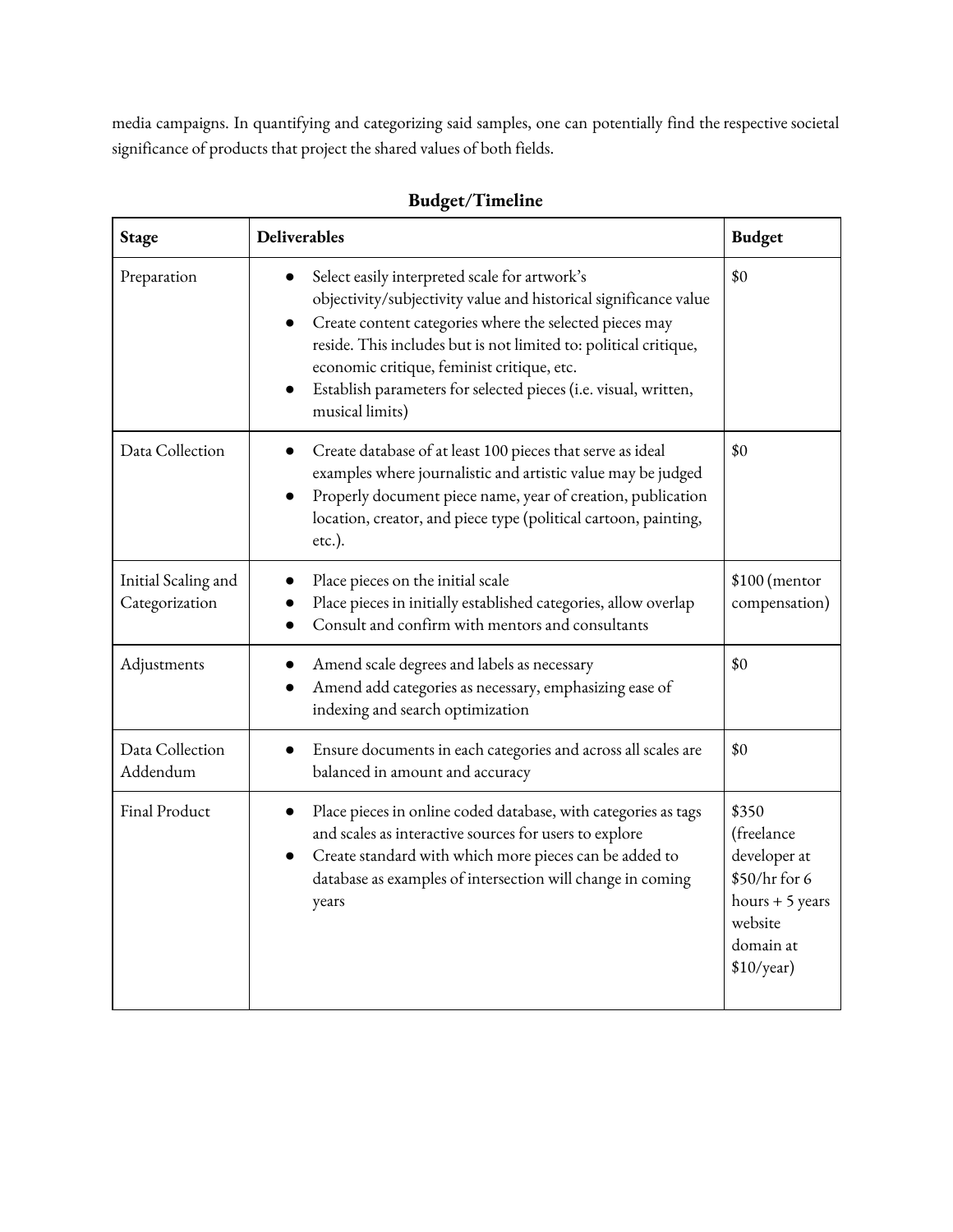media campaigns. In quantifying and categorizing said samples, one can potentially find the respective societal significance of products that project the shared values of both fields.

## Budget/Timeline

| Stage | Deliverables | Budget |
|---|---|---|
| Preparation | • Select easily interpreted scale for artwork's objectivity/subjectivity value and historical significance value<br>• Create content categories where the selected pieces may reside. This includes but is not limited to: political critique, economic critique, feminist critique, etc.<br>• Establish parameters for selected pieces (i.e. visual, written, musical limits) | $0 |
| Data Collection | • Create database of at least 100 pieces that serve as ideal examples where journalistic and artistic value may be judged<br>• Properly document piece name, year of creation, publication location, creator, and piece type (political cartoon, painting, etc.). | $0 |
| Initial Scaling and Categorization | • Place pieces on the initial scale<br>• Place pieces in initially established categories, allow overlap<br>• Consult and confirm with mentors and consultants | $100 (mentor compensation) |
| Adjustments | • Amend scale degrees and labels as necessary<br>• Amend add categories as necessary, emphasizing ease of indexing and search optimization | $0 |
| Data Collection Addendum | • Ensure documents in each categories and across all scales are balanced in amount and accuracy | $0 |
| Final Product | • Place pieces in online coded database, with categories as tags and scales as interactive sources for users to explore<br>• Create standard with which more pieces can be added to database as examples of intersection will change in coming years | $350 (freelance developer at $50/hr for 6 hours + 5 years website domain at $10/year) |